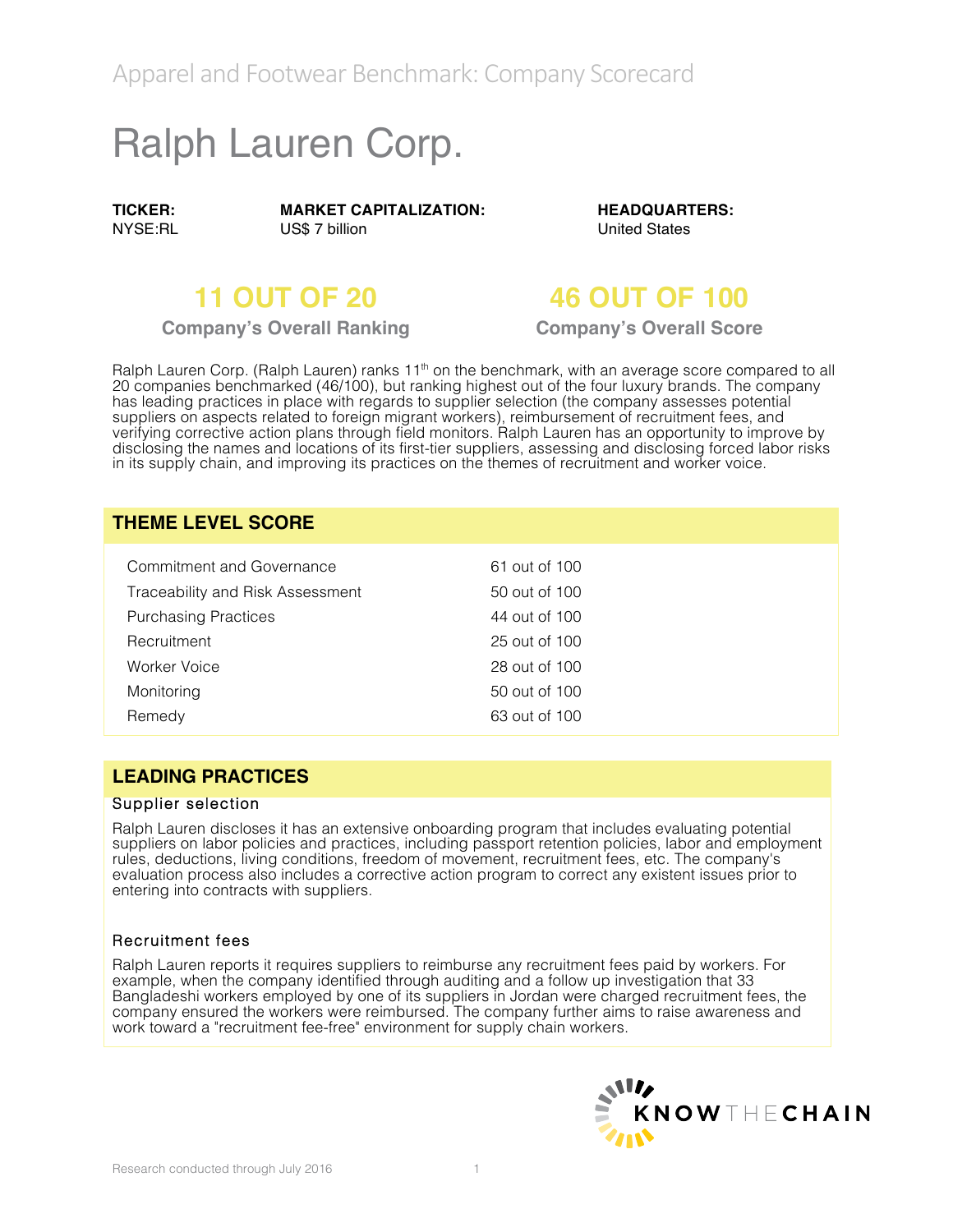Apparel and Footwear Benchmark: Company Scorecard

# Ralph Lauren Corp.

| TICKER: | MARKET CAPITALIZATION: | HEADQUARTERS: |
|---|---|---|
| NYSE:RL | US$ 7 billion | United States |

**11 OUT OF 20**
**Company's Overall Ranking**

**46 OUT OF 100**
**Company's Overall Score**

Ralph Lauren Corp. (Ralph Lauren) ranks 11th on the benchmark, with an average score compared to all 20 companies benchmarked (46/100), but ranking highest out of the four luxury brands. The company has leading practices in place with regards to supplier selection (the company assesses potential suppliers on aspects related to foreign migrant workers), reimbursement of recruitment fees, and verifying corrective action plans through field monitors. Ralph Lauren has an opportunity to improve by disclosing the names and locations of its first-tier suppliers, assessing and disclosing forced labor risks in its supply chain, and improving its practices on the themes of recruitment and worker voice.

## THEME LEVEL SCORE

| Theme | Score |
|---|---|
| Commitment and Governance | 61 out of 100 |
| Traceability and Risk Assessment | 50 out of 100 |
| Purchasing Practices | 44 out of 100 |
| Recruitment | 25 out of 100 |
| Worker Voice | 28 out of 100 |
| Monitoring | 50 out of 100 |
| Remedy | 63 out of 100 |

## LEADING PRACTICES

### Supplier selection

Ralph Lauren discloses it has an extensive onboarding program that includes evaluating potential suppliers on labor policies and practices, including passport retention policies, labor and employment rules, deductions, living conditions, freedom of movement, recruitment fees, etc. The company's evaluation process also includes a corrective action program to correct any existent issues prior to entering into contracts with suppliers.

### Recruitment fees

Ralph Lauren reports it requires suppliers to reimburse any recruitment fees paid by workers. For example, when the company identified through auditing and a follow up investigation that 33 Bangladeshi workers employed by one of its suppliers in Jordan were charged recruitment fees, the company ensured the workers were reimbursed. The company further aims to raise awareness and work toward a "recruitment fee-free" environment for supply chain workers.

KNOWTHECHAIN

Research conducted through July 2016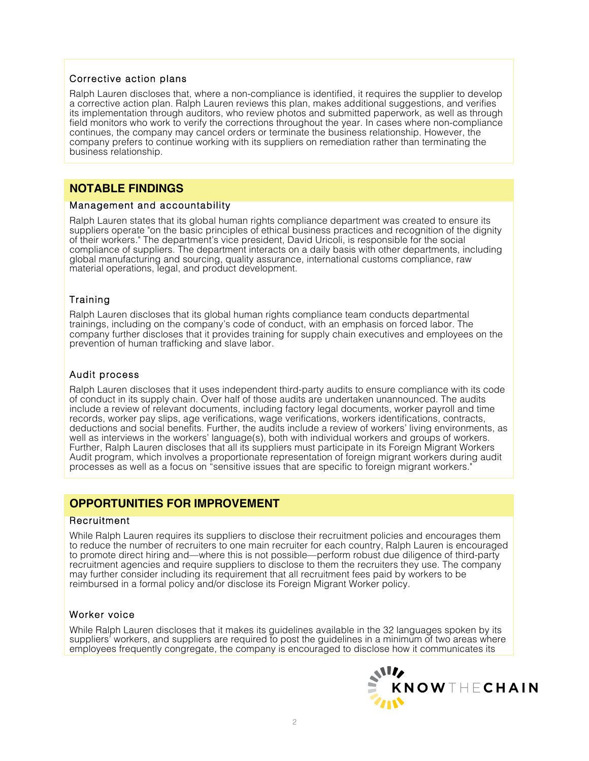### Corrective action plans

Ralph Lauren discloses that, where a non-compliance is identified, it requires the supplier to develop a corrective action plan. Ralph Lauren reviews this plan, makes additional suggestions, and verifies its implementation through auditors, who review photos and submitted paperwork, as well as through field monitors who work to verify the corrections throughout the year. In cases where non-compliance continues, the company may cancel orders or terminate the business relationship. However, the company prefers to continue working with its suppliers on remediation rather than terminating the business relationship.

## NOTABLE FINDINGS

### Management and accountability

Ralph Lauren states that its global human rights compliance department was created to ensure its suppliers operate "on the basic principles of ethical business practices and recognition of the dignity of their workers." The department's vice president, David Uricoli, is responsible for the social compliance of suppliers. The department interacts on a daily basis with other departments, including global manufacturing and sourcing, quality assurance, international customs compliance, raw material operations, legal, and product development.

### Training

Ralph Lauren discloses that its global human rights compliance team conducts departmental trainings, including on the company's code of conduct, with an emphasis on forced labor. The company further discloses that it provides training for supply chain executives and employees on the prevention of human trafficking and slave labor.

### Audit process

Ralph Lauren discloses that it uses independent third-party audits to ensure compliance with its code of conduct in its supply chain. Over half of those audits are undertaken unannounced. The audits include a review of relevant documents, including factory legal documents, worker payroll and time records, worker pay slips, age verifications, wage verifications, workers identifications, contracts, deductions and social benefits. Further, the audits include a review of workers' living environments, as well as interviews in the workers' language(s), both with individual workers and groups of workers. Further, Ralph Lauren discloses that all its suppliers must participate in its Foreign Migrant Workers Audit program, which involves a proportionate representation of foreign migrant workers during audit processes as well as a focus on "sensitive issues that are specific to foreign migrant workers."

## OPPORTUNITIES FOR IMPROVEMENT

### Recruitment

While Ralph Lauren requires its suppliers to disclose their recruitment policies and encourages them to reduce the number of recruiters to one main recruiter for each country, Ralph Lauren is encouraged to promote direct hiring and—where this is not possible—perform robust due diligence of third-party recruitment agencies and require suppliers to disclose to them the recruiters they use. The company may further consider including its requirement that all recruitment fees paid by workers to be reimbursed in a formal policy and/or disclose its Foreign Migrant Worker policy.

### Worker voice

While Ralph Lauren discloses that it makes its guidelines available in the 32 languages spoken by its suppliers' workers, and suppliers are required to post the guidelines in a minimum of two areas where employees frequently congregate, the company is encouraged to disclose how it communicates its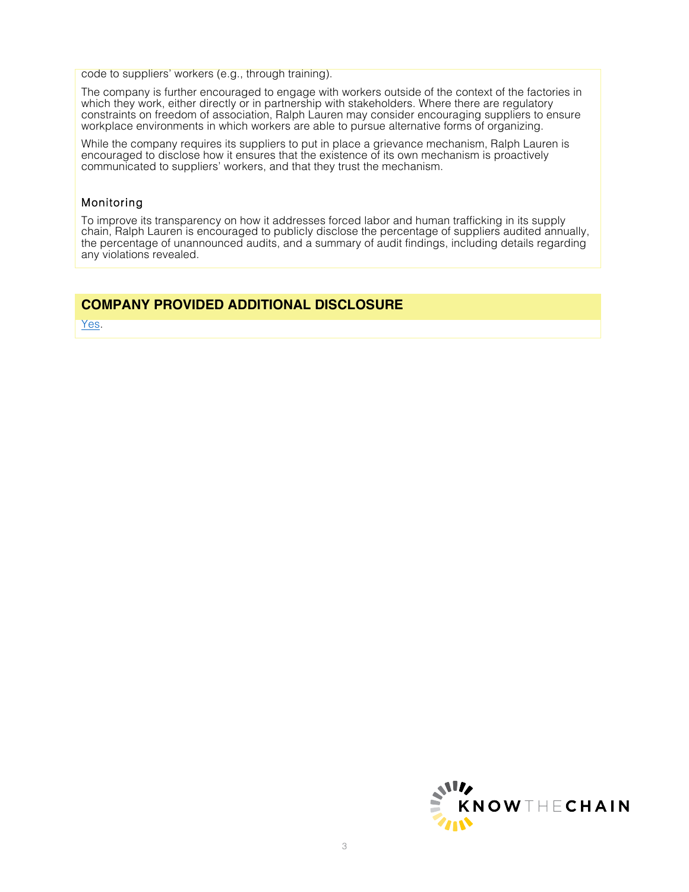code to suppliers' workers (e.g., through training).

The company is further encouraged to engage with workers outside of the context of the factories in which they work, either directly or in partnership with stakeholders. Where there are regulatory constraints on freedom of association, Ralph Lauren may consider encouraging suppliers to ensure workplace environments in which workers are able to pursue alternative forms of organizing.

While the company requires its suppliers to put in place a grievance mechanism, Ralph Lauren is encouraged to disclose how it ensures that the existence of its own mechanism is proactively communicated to suppliers' workers, and that they trust the mechanism.

### Monitoring

To improve its transparency on how it addresses forced labor and human trafficking in its supply chain, Ralph Lauren is encouraged to publicly disclose the percentage of suppliers audited annually, the percentage of unannounced audits, and a summary of audit findings, including details regarding any violations revealed.

## COMPANY PROVIDED ADDITIONAL DISCLOSURE

Yes.